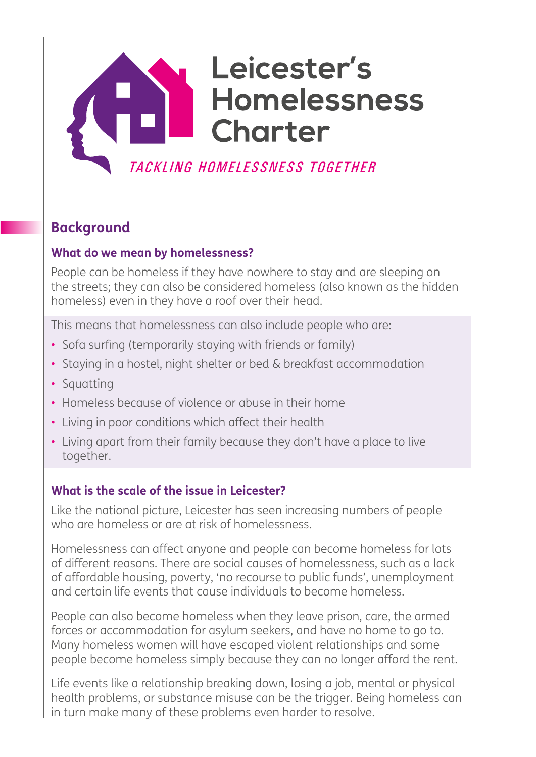# Leicester's Homelessness Charter

*TACKLING HOMELESSNESS TOGETHER*

## Background

### What do we mean by homelessness?

People can be homeless if they have nowhere to stay and are sleeping on the streets; they can also be considered homeless (also known as the hidden homeless) even in they have a roof over their head.

This means that homelessness can also include people who are:

- Sofa surfing (temporarily staying with friends or family)
- Staying in a hostel, night shelter or bed & breakfast accommodation
- Squatting
- Homeless because of violence or abuse in their home
- Living in poor conditions which affect their health
- Living apart from their family because they don't have a place to live together.

### What is the scale of the issue in Leicester?

Like the national picture, Leicester has seen increasing numbers of people who are homeless or are at risk of homelessness.

Homelessness can affect anyone and people can become homeless for lots of different reasons. There are social causes of homelessness, such as a lack of affordable housing, poverty, 'no recourse to public funds', unemployment and certain life events that cause individuals to become homeless.

People can also become homeless when they leave prison, care, the armed forces or accommodation for asylum seekers, and have no home to go to. Many homeless women will have escaped violent relationships and some people become homeless simply because they can no longer afford the rent.

Life events like a relationship breaking down, losing a job, mental or physical health problems, or substance misuse can be the trigger. Being homeless can in turn make many of these problems even harder to resolve.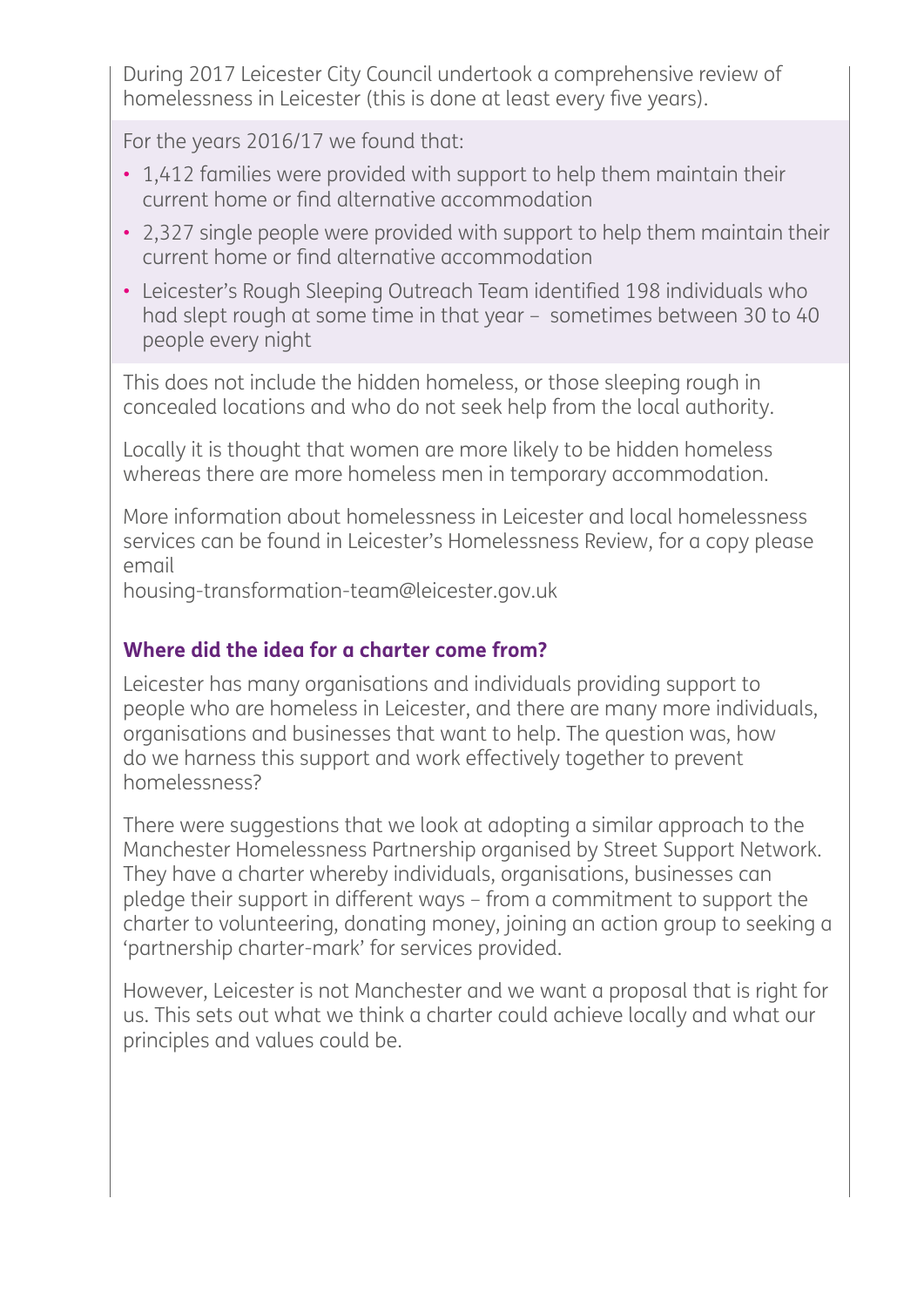During 2017 Leicester City Council undertook a comprehensive review of homelessness in Leicester (this is done at least every five years).

For the years 2016/17 we found that:

- 1,412 families were provided with support to help them maintain their current home or find alternative accommodation
- 2,327 single people were provided with support to help them maintain their current home or find alternative accommodation
- Leicester's Rough Sleeping Outreach Team identified 198 individuals who had slept rough at some time in that year – sometimes between 30 to 40 people every night

This does not include the hidden homeless, or those sleeping rough in concealed locations and who do not seek help from the local authority.

Locally it is thought that women are more likely to be hidden homeless whereas there are more homeless men in temporary accommodation.

More information about homelessness in Leicester and local homelessness services can be found in Leicester's Homelessness Review, for a copy please email
housing-transformation-team@leicester.gov.uk

### Where did the idea for a charter come from?

Leicester has many organisations and individuals providing support to people who are homeless in Leicester, and there are many more individuals, organisations and businesses that want to help. The question was, how do we harness this support and work effectively together to prevent homelessness?

There were suggestions that we look at adopting a similar approach to the Manchester Homelessness Partnership organised by Street Support Network. They have a charter whereby individuals, organisations, businesses can pledge their support in different ways – from a commitment to support the charter to volunteering, donating money, joining an action group to seeking a 'partnership charter-mark' for services provided.

However, Leicester is not Manchester and we want a proposal that is right for us. This sets out what we think a charter could achieve locally and what our principles and values could be.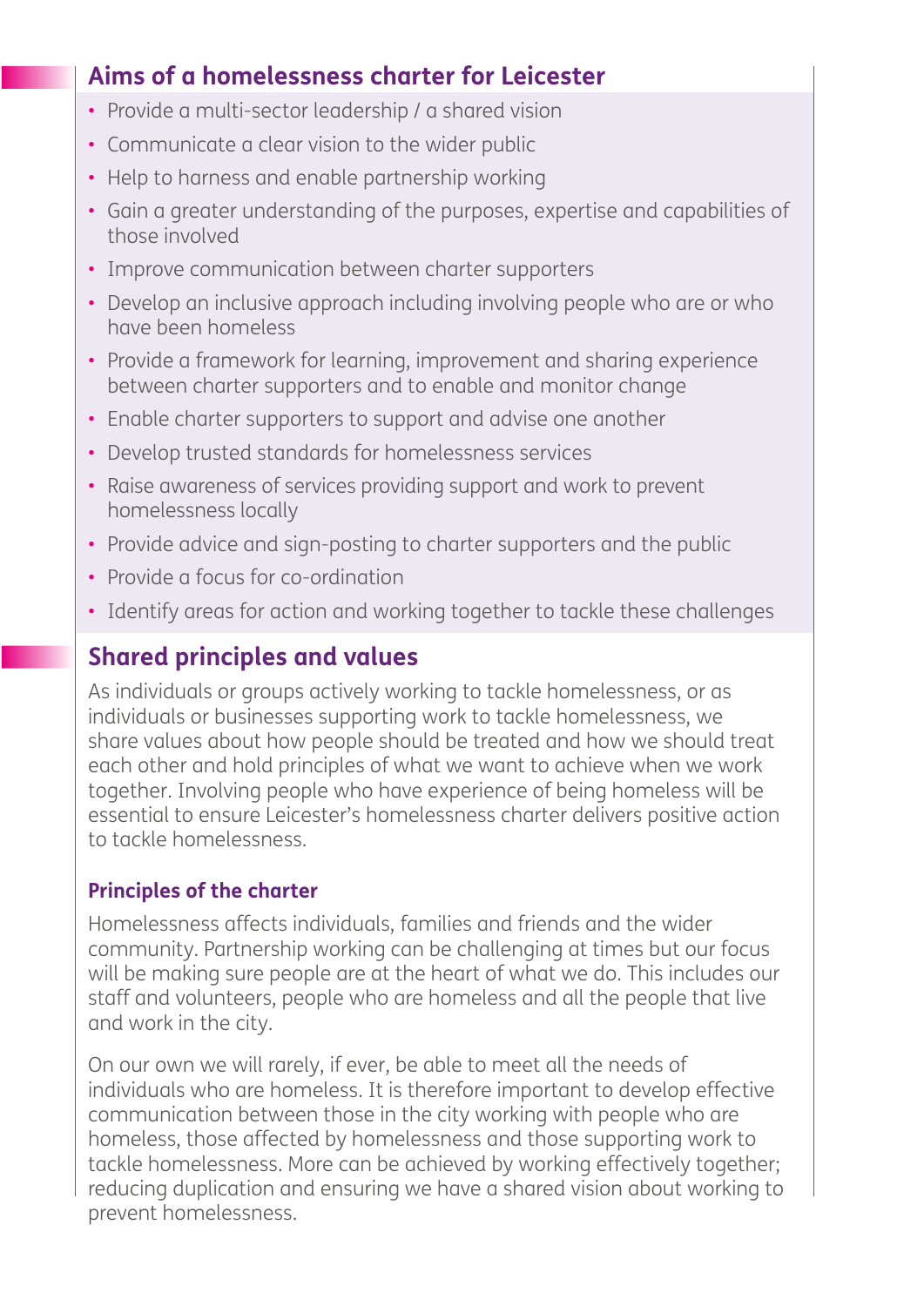## Aims of a homelessness charter for Leicester

- Provide a multi-sector leadership / a shared vision
- Communicate a clear vision to the wider public
- Help to harness and enable partnership working
- Gain a greater understanding of the purposes, expertise and capabilities of those involved
- Improve communication between charter supporters
- Develop an inclusive approach including involving people who are or who have been homeless
- Provide a framework for learning, improvement and sharing experience between charter supporters and to enable and monitor change
- Enable charter supporters to support and advise one another
- Develop trusted standards for homelessness services
- Raise awareness of services providing support and work to prevent homelessness locally
- Provide advice and sign-posting to charter supporters and the public
- Provide a focus for co-ordination
- Identify areas for action and working together to tackle these challenges

## Shared principles and values

As individuals or groups actively working to tackle homelessness, or as individuals or businesses supporting work to tackle homelessness, we share values about how people should be treated and how we should treat each other and hold principles of what we want to achieve when we work together. Involving people who have experience of being homeless will be essential to ensure Leicester's homelessness charter delivers positive action to tackle homelessness.

### Principles of the charter

Homelessness affects individuals, families and friends and the wider community. Partnership working can be challenging at times but our focus will be making sure people are at the heart of what we do. This includes our staff and volunteers, people who are homeless and all the people that live and work in the city.

On our own we will rarely, if ever, be able to meet all the needs of individuals who are homeless. It is therefore important to develop effective communication between those in the city working with people who are homeless, those affected by homelessness and those supporting work to tackle homelessness. More can be achieved by working effectively together; reducing duplication and ensuring we have a shared vision about working to prevent homelessness.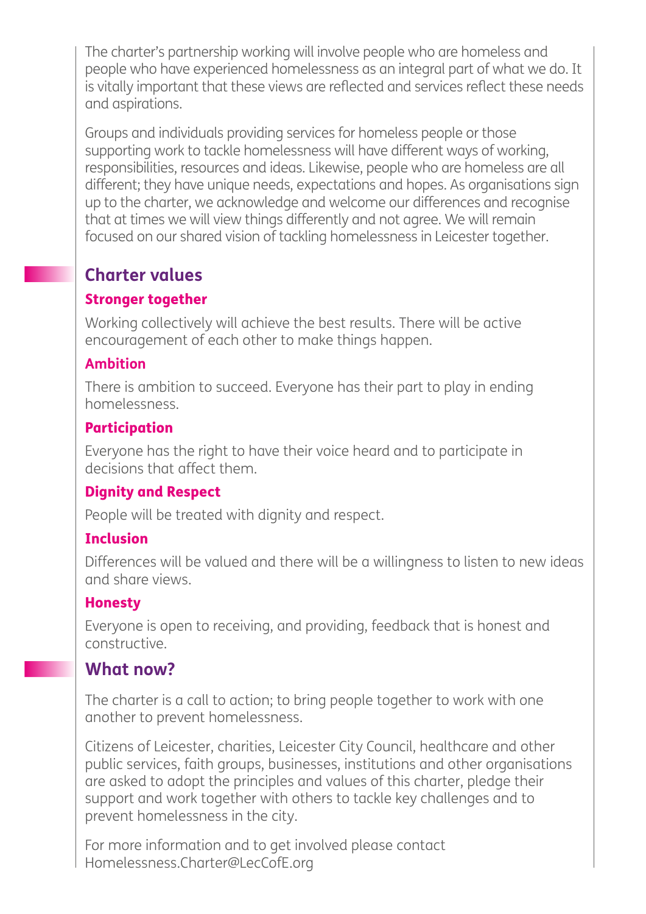The charter's partnership working will involve people who are homeless and people who have experienced homelessness as an integral part of what we do. It is vitally important that these views are reflected and services reflect these needs and aspirations.

Groups and individuals providing services for homeless people or those supporting work to tackle homelessness will have different ways of working, responsibilities, resources and ideas. Likewise, people who are homeless are all different; they have unique needs, expectations and hopes. As organisations sign up to the charter, we acknowledge and welcome our differences and recognise that at times we will view things differently and not agree. We will remain focused on our shared vision of tackling homelessness in Leicester together.

## Charter values

### Stronger together

Working collectively will achieve the best results. There will be active encouragement of each other to make things happen.

### Ambition

There is ambition to succeed. Everyone has their part to play in ending homelessness.

### Participation

Everyone has the right to have their voice heard and to participate in decisions that affect them.

### Dignity and Respect

People will be treated with dignity and respect.

### Inclusion

Differences will be valued and there will be a willingness to listen to new ideas and share views.

### Honesty

Everyone is open to receiving, and providing, feedback that is honest and constructive.

## What now?

The charter is a call to action; to bring people together to work with one another to prevent homelessness.

Citizens of Leicester, charities, Leicester City Council, healthcare and other public services, faith groups, businesses, institutions and other organisations are asked to adopt the principles and values of this charter, pledge their support and work together with others to tackle key challenges and to prevent homelessness in the city.

For more information and to get involved please contact Homelessness.Charter@LecCofE.org